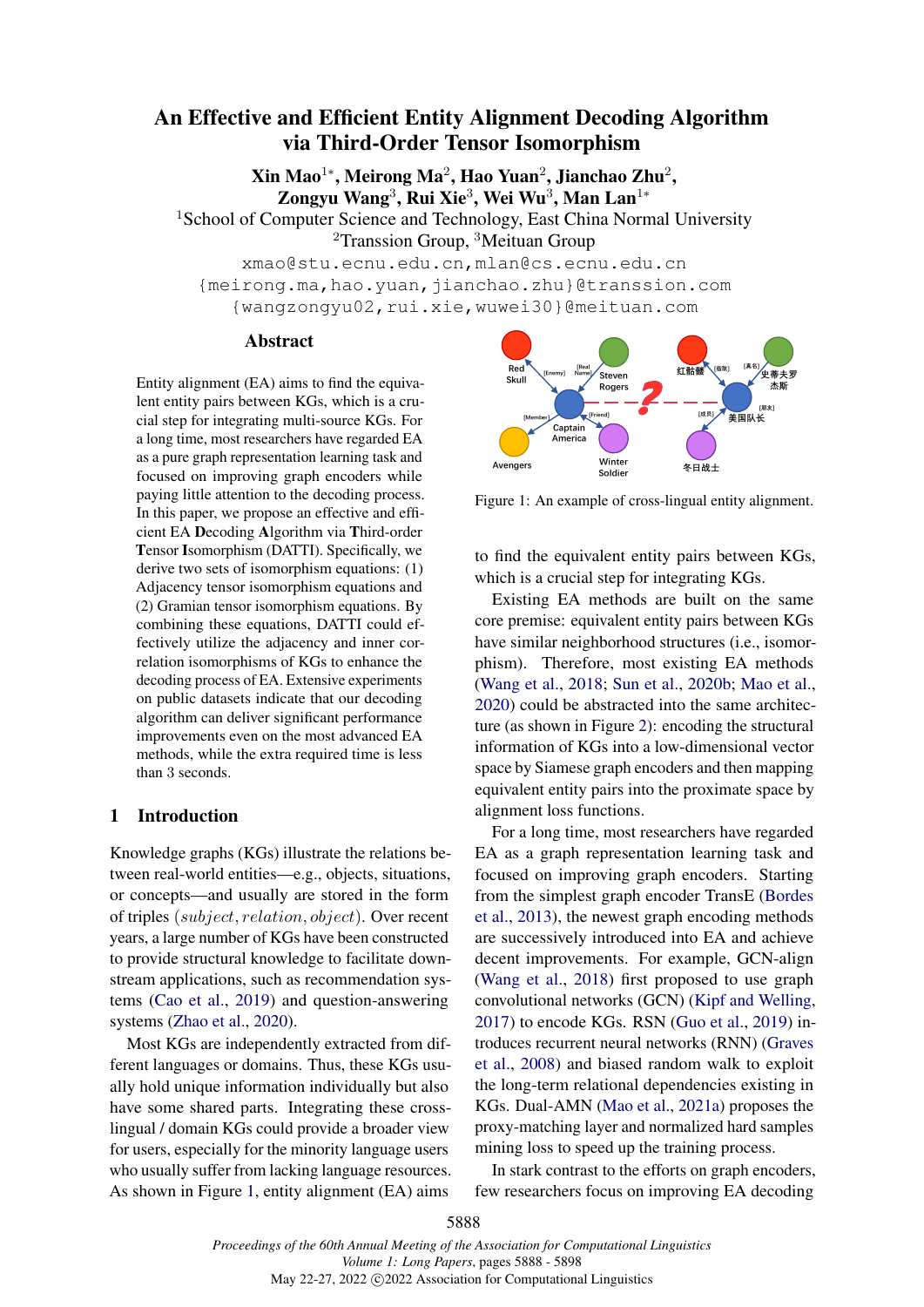# An Effective and Efficient Entity Alignment Decoding Algorithm via Third-Order Tensor Isomorphism

**Xin Mao**[1*], **Meirong Ma**[2], **Hao Yuan**[2], **Jianchao Zhu**[2], **Zongyu Wang**[3], **Rui Xie**[3], **Wei Wu**[3], **Man Lan**[1*]

[1]School of Computer Science and Technology, East China Normal University
[2]Transsion Group, [3]Meituan Group

xmao@stu.ecnu.edu.cn, mlan@cs.ecnu.edu.cn
{meirong.ma, hao.yuan, jianchao.zhu}@transsion.com
{wangzongyu02, rui.xie, wuwei30}@meituan.com

## Abstract

Entity alignment (EA) aims to find the equivalent entity pairs between KGs, which is a crucial step for integrating multi-source KGs. For a long time, most researchers have regarded EA as a pure graph representation learning task and focused on improving graph encoders while paying little attention to the decoding process. In this paper, we propose an effective and efficient EA **D**ecoding **A**lgorithm via **T**hird-order **T**ensor **I**somorphism (DATTI). Specifically, we derive two sets of isomorphism equations: (1) Adjacency tensor isomorphism equations and (2) Gramian tensor isomorphism equations. By combining these equations, DATTI could effectively utilize the adjacency and inner correlation isomorphisms of KGs to enhance the decoding process of EA. Extensive experiments on public datasets indicate that our decoding algorithm can deliver significant performance improvements even on the most advanced EA methods, while the extra required time is less than 3 seconds.

Figure 1: An example of cross-lingual entity alignment.

## 1 Introduction

Knowledge graphs (KGs) illustrate the relations between real-world entities—e.g., objects, situations, or concepts—and usually are stored in the form of triples $(subject, relation, object)$. Over recent years, a large number of KGs have been constructed to provide structural knowledge to facilitate downstream applications, such as recommendation systems (Cao et al., 2019) and question-answering systems (Zhao et al., 2020).

Most KGs are independently extracted from different languages or domains. Thus, these KGs usually hold unique information individually but also have some shared parts. Integrating these cross-lingual / domain KGs could provide a broader view for users, especially for the minority language users who usually suffer from lacking language resources. As shown in Figure 1, entity alignment (EA) aims to find the equivalent entity pairs between KGs, which is a crucial step for integrating KGs.

Existing EA methods are built on the same core premise: equivalent entity pairs between KGs have similar neighborhood structures (i.e., isomorphism). Therefore, most existing EA methods (Wang et al., 2018; Sun et al., 2020b; Mao et al., 2020) could be abstracted into the same architecture (as shown in Figure 2): encoding the structural information of KGs into a low-dimensional vector space by Siamese graph encoders and then mapping equivalent entity pairs into the proximate space by alignment loss functions.

For a long time, most researchers have regarded EA as a graph representation learning task and focused on improving graph encoders. Starting from the simplest graph encoder TransE (Bordes et al., 2013), the newest graph encoding methods are successively introduced into EA and achieve decent improvements. For example, GCN-align (Wang et al., 2018) first proposed to use graph convolutional networks (GCN) (Kipf and Welling, 2017) to encode KGs. RSN (Guo et al., 2019) introduces recurrent neural networks (RNN) (Graves et al., 2008) and biased random walk to exploit the long-term relational dependencies existing in KGs. Dual-AMN (Mao et al., 2021a) proposes the proxy-matching layer and normalized hard samples mining loss to speed up the training process.

In stark contrast to the efforts on graph encoders, few researchers focus on improving EA decoding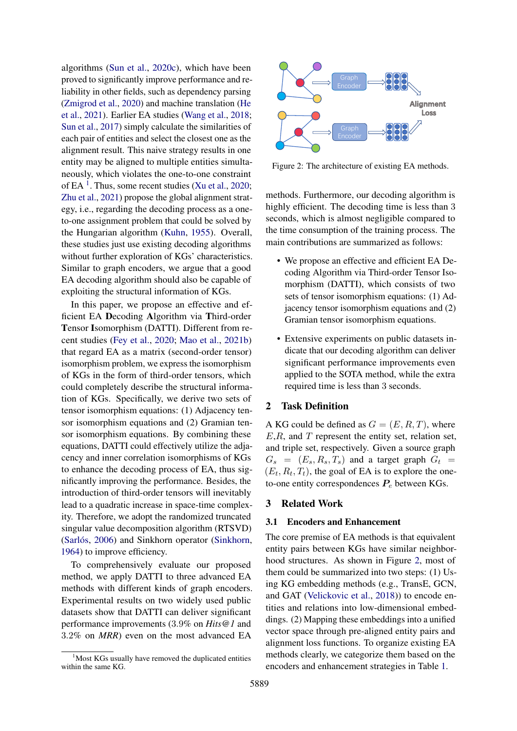algorithms (Sun et al., 2020c), which have been proved to significantly improve performance and reliability in other fields, such as dependency parsing (Zmigrod et al., 2020) and machine translation (He et al., 2021). Earlier EA studies (Wang et al., 2018; Sun et al., 2017) simply calculate the similarities of each pair of entities and select the closest one as the alignment result. This naive strategy results in one entity may be aligned to multiple entities simultaneously, which violates the one-to-one constraint of EA [1]. Thus, some recent studies (Xu et al., 2020; Zhu et al., 2021) propose the global alignment strategy, i.e., regarding the decoding process as a one-to-one assignment problem that could be solved by the Hungarian algorithm (Kuhn, 1955). Overall, these studies just use existing decoding algorithms without further exploration of KGs' characteristics. Similar to graph encoders, we argue that a good EA decoding algorithm should also be capable of exploiting the structural information of KGs.

In this paper, we propose an effective and efficient EA **D**ecoding **A**lgorithm via **T**hird-order **T**ensor **I**somorphism (DATTI). Different from recent studies (Fey et al., 2020; Mao et al., 2021b) that regard EA as a matrix (second-order tensor) isomorphism problem, we express the isomorphism of KGs in the form of third-order tensors, which could completely describe the structural information of KGs. Specifically, we derive two sets of tensor isomorphism equations: (1) Adjacency tensor isomorphism equations and (2) Gramian tensor isomorphism equations. By combining these equations, DATTI could effectively utilize the adjacency and inner correlation isomorphisms of KGs to enhance the decoding process of EA, thus significantly improving the performance. Besides, the introduction of third-order tensors will inevitably lead to a quadratic increase in space-time complexity. Therefore, we adopt the randomized truncated singular value decomposition algorithm (RTSVD) (Sarlós, 2006) and Sinkhorn operator (Sinkhorn, 1964) to improve efficiency.

To comprehensively evaluate our proposed method, we apply DATTI to three advanced EA methods with different kinds of graph encoders. Experimental results on two widely used public datasets show that DATTI can deliver significant performance improvements (3.9% on *Hits@1* and 3.2% on *MRR*) even on the most advanced EA methods. Furthermore, our decoding algorithm is highly efficient. The decoding time is less than 3 seconds, which is almost negligible compared to the time consumption of the training process. The main contributions are summarized as follows:

- We propose an effective and efficient EA Decoding Algorithm via Third-order Tensor Isomorphism (DATTI), which consists of two sets of tensor isomorphism equations: (1) Adjacency tensor isomorphism equations and (2) Gramian tensor isomorphism equations.
- Extensive experiments on public datasets indicate that our decoding algorithm can deliver significant performance improvements even applied to the SOTA method, while the extra required time is less than 3 seconds.

[1] Most KGs usually have removed the duplicated entities within the same KG.

Figure 2: The architecture of existing EA methods.

## 2 Task Definition

A KG could be defined as $G = (E, R, T)$, where $E$,$R$, and $T$ represent the entity set, relation set, and triple set, respectively. Given a source graph $G_s = (E_s, R_s, T_s)$ and a target graph $G_t = (E_t, R_t, T_t)$, the goal of EA is to explore the one-to-one entity correspondences $\boldsymbol{P}_e$ between KGs.

## 3 Related Work

### 3.1 Encoders and Enhancement

The core premise of EA methods is that equivalent entity pairs between KGs have similar neighborhood structures. As shown in Figure 2, most of them could be summarized into two steps: (1) Using KG embedding methods (e.g., TransE, GCN, and GAT (Velickovic et al., 2018)) to encode entities and relations into low-dimensional embeddings. (2) Mapping these embeddings into a unified vector space through pre-aligned entity pairs and alignment loss functions. To organize existing EA methods clearly, we categorize them based on the encoders and enhancement strategies in Table 1.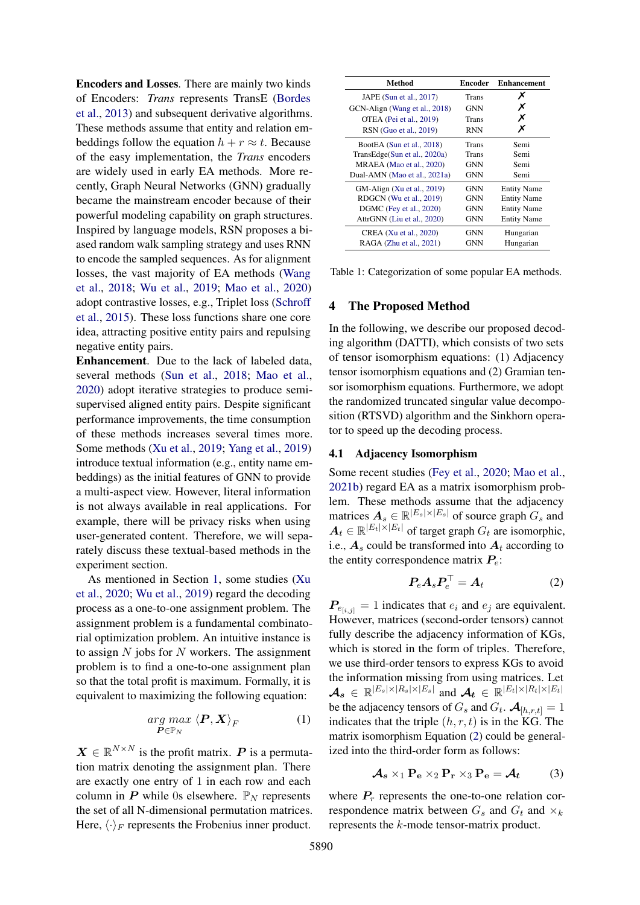**Encoders and Losses**. There are mainly two kinds of Encoders: *Trans* represents TransE (Bordes et al., 2013) and subsequent derivative algorithms. These methods assume that entity and relation embeddings follow the equation $h + r \approx t$. Because of the easy implementation, the *Trans* encoders are widely used in early EA methods. More recently, Graph Neural Networks (GNN) gradually became the mainstream encoder because of their powerful modeling capability on graph structures. Inspired by language models, RSN proposes a biased random walk sampling strategy and uses RNN to encode the sampled sequences. As for alignment losses, the vast majority of EA methods (Wang et al., 2018; Wu et al., 2019; Mao et al., 2020) adopt contrastive losses, e.g., Triplet loss (Schroff et al., 2015). These loss functions share one core idea, attracting positive entity pairs and repulsing negative entity pairs.

**Enhancement**. Due to the lack of labeled data, several methods (Sun et al., 2018; Mao et al., 2020) adopt iterative strategies to produce semi-supervised aligned entity pairs. Despite significant performance improvements, the time consumption of these methods increases several times more. Some methods (Xu et al., 2019; Yang et al., 2019) introduce textual information (e.g., entity name embeddings) as the initial features of GNN to provide a multi-aspect view. However, literal information is not always available in real applications. For example, there will be privacy risks when using user-generated content. Therefore, we will separately discuss these textual-based methods in the experiment section.

As mentioned in Section 1, some studies (Xu et al., 2020; Wu et al., 2019) regard the decoding process as a one-to-one assignment problem. The assignment problem is a fundamental combinatorial optimization problem. An intuitive instance is to assign $N$ jobs for $N$ workers. The assignment problem is to find a one-to-one assignment plan so that the total profit is maximum. Formally, it is equivalent to maximizing the following equation:

$$\underset{\boldsymbol{P} \in \mathbb{P}_N}{arg\ max}\ \langle \boldsymbol{P}, \boldsymbol{X} \rangle_F \tag{1}$$

$\boldsymbol{X} \in \mathbb{R}^{N \times N}$ is the profit matrix. $\boldsymbol{P}$ is a permutation matrix denoting the assignment plan. There are exactly one entry of 1 in each row and each column in $\boldsymbol{P}$ while 0s elsewhere. $\mathbb{P}_N$ represents the set of all N-dimensional permutation matrices. Here, $\langle \cdot \rangle_F$ represents the Frobenius inner product.

| Method | Encoder | Enhancement |
|---|---|---|
| JAPE (Sun et al., 2017) | Trans | ✗ |
| GCN-Align (Wang et al., 2018) | GNN | ✗ |
| OTEA (Pei et al., 2019) | Trans | ✗ |
| RSN (Guo et al., 2019) | RNN | ✗ |
| BootEA (Sun et al., 2018) | Trans | Semi |
| TransEdge(Sun et al., 2020a) | Trans | Semi |
| MRAEA (Mao et al., 2020) | GNN | Semi |
| Dual-AMN (Mao et al., 2021a) | GNN | Semi |
| GM-Align (Xu et al., 2019) | GNN | Entity Name |
| RDGCN (Wu et al., 2019) | GNN | Entity Name |
| DGMC (Fey et al., 2020) | GNN | Entity Name |
| AttrGNN (Liu et al., 2020) | GNN | Entity Name |
| CREA (Xu et al., 2020) | GNN | Hungarian |
| RAGA (Zhu et al., 2021) | GNN | Hungarian |

Table 1: Categorization of some popular EA methods.

## 4 The Proposed Method

In the following, we describe our proposed decoding algorithm (DATTI), which consists of two sets of tensor isomorphism equations: (1) Adjacency tensor isomorphism equations and (2) Gramian tensor isomorphism equations. Furthermore, we adopt the randomized truncated singular value decomposition (RTSVD) algorithm and the Sinkhorn operator to speed up the decoding process.

### 4.1 Adjacency Isomorphism

Some recent studies (Fey et al., 2020; Mao et al., 2021b) regard EA as a matrix isomorphism problem. These methods assume that the adjacency matrices $\boldsymbol{A_s} \in \mathbb{R}^{|E_s| \times |E_s|}$ of source graph $G_s$ and $\boldsymbol{A_t} \in \mathbb{R}^{|E_t| \times |E_t|}$ of target graph $G_t$ are isomorphic, i.e., $\boldsymbol{A_s}$ could be transformed into $\boldsymbol{A_t}$ according to the entity correspondence matrix $\boldsymbol{P_e}$:

$$\boldsymbol{P_e} \boldsymbol{A_s} \boldsymbol{P_e}^\top = \boldsymbol{A_t} \tag{2}$$

$\boldsymbol{P}_{e_{[i,j]}} = 1$ indicates that $e_i$ and $e_j$ are equivalent. However, matrices (second-order tensors) cannot fully describe the adjacency information of KGs, which is stored in the form of triples. Therefore, we use third-order tensors to express KGs to avoid the information missing from using matrices. Let $\boldsymbol{\mathcal{A}_s} \in \mathbb{R}^{|E_s| \times |R_s| \times |E_s|}$ and $\boldsymbol{\mathcal{A}_t} \in \mathbb{R}^{|E_t| \times |R_t| \times |E_t|}$ be the adjacency tensors of $G_s$ and $G_t$. $\boldsymbol{\mathcal{A}}_{[h,r,t]} = 1$ indicates that the triple $(h, r, t)$ is in the KG. The matrix isomorphism Equation (2) could be generalized into the third-order form as follows:

$$\boldsymbol{\mathcal{A}_s} \times_1 \mathbf{P_e} \times_2 \mathbf{P_r} \times_3 \mathbf{P_e} = \boldsymbol{\mathcal{A}_t} \tag{3}$$

where $\boldsymbol{P_r}$ represents the one-to-one relation correspondence matrix between $G_s$ and $G_t$ and $\times_k$ represents the $k$-mode tensor-matrix product.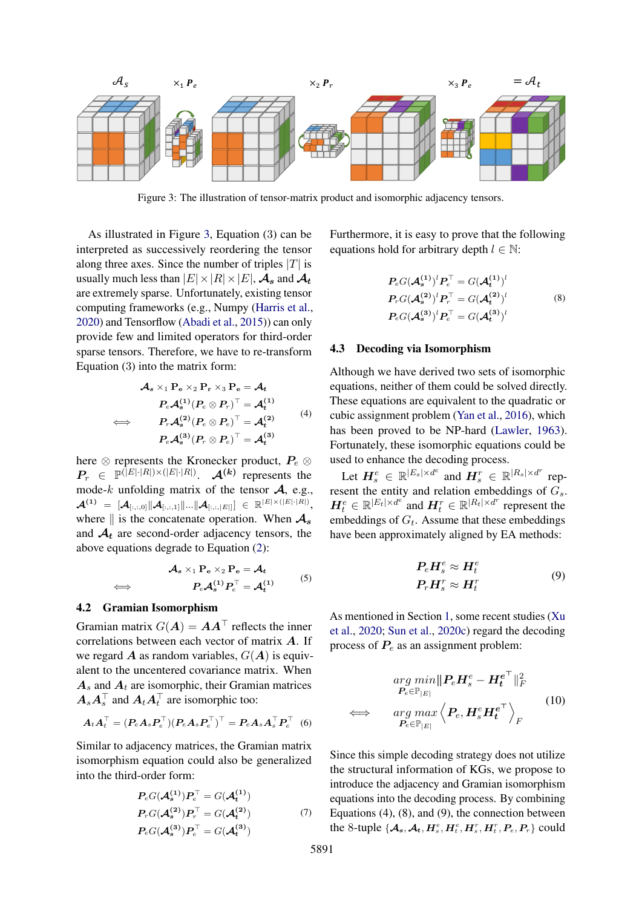Figure 3: The illustration of tensor-matrix product and isomorphic adjacency tensors.

As illustrated in Figure 3, Equation (3) can be interpreted as successively reordering the tensor along three axes. Since the number of triples $|T|$ is usually much less than $|E| \times |R| \times |E|$, $\mathcal{A}_s$ and $\mathcal{A}_t$ are extremely sparse. Unfortunately, existing tensor computing frameworks (e.g., Numpy (Harris et al., 2020) and Tensorflow (Abadi et al., 2015)) can only provide few and limited operators for third-order sparse tensors. Therefore, we have to re-transform Equation (3) into the matrix form:

$$
\begin{aligned}
& \mathcal{A}_s \times_1 \mathbf{P_e} \times_2 \mathbf{P_r} \times_3 \mathbf{P_e} = \mathcal{A}_t \\
\iff \quad & \boldsymbol{P}_e \mathcal{A}_s^{(1)} (\boldsymbol{P}_e \otimes \boldsymbol{P}_r)^\top = \mathcal{A}_t^{(1)} \\
& \boldsymbol{P}_r \mathcal{A}_s^{(2)} (\boldsymbol{P}_e \otimes \boldsymbol{P}_e)^\top = \mathcal{A}_t^{(2)} \\
& \boldsymbol{P}_e \mathcal{A}_s^{(3)} (\boldsymbol{P}_r \otimes \boldsymbol{P}_e)^\top = \mathcal{A}_t^{(3)}
\end{aligned} \tag{4}
$$

here $\otimes$ represents the Kronecker product, $\boldsymbol{P}_e \otimes \boldsymbol{P}_r \in \mathbb{P}^{(|E| \cdot |R|) \times (|E| \cdot |R|)}$. $\mathcal{A}^{(k)}$ represents the mode-$k$ unfolding matrix of the tensor $\mathcal{A}$, e.g., $\mathcal{A}^{(1)} = [\mathcal{A}_{[:,:,0]} \| \mathcal{A}_{[:,:,1]} \| ... \| \mathcal{A}_{[:,:,|E|]}] \in \mathbb{R}^{|E| \times (|E| \cdot |R|)}$, where $\|$ is the concatenate operation. When $\mathcal{A}_s$ and $\mathcal{A}_t$ are second-order adjacency tensors, the above equations degrade to Equation (2):

$$
\begin{aligned}
& \mathcal{A}_s \times_1 \mathbf{P_e} \times_2 \mathbf{P_e} = \mathcal{A}_t \\
\iff \quad & \boldsymbol{P}_e \mathcal{A}_s^{(1)} \boldsymbol{P}_e^\top = \mathcal{A}_t^{(1)}
\end{aligned} \tag{5}
$$

## 4.2 Gramian Isomorphism

Gramian matrix $G(\boldsymbol{A}) = \boldsymbol{A}\boldsymbol{A}^\top$ reflects the inner correlations between each vector of matrix $\boldsymbol{A}$. If we regard $\boldsymbol{A}$ as random variables, $G(\boldsymbol{A})$ is equivalent to the uncentered covariance matrix. When $\boldsymbol{A}_s$ and $\boldsymbol{A}_t$ are isomorphic, their Gramian matrices $\boldsymbol{A}_s\boldsymbol{A}_s^\top$ and $\boldsymbol{A}_t\boldsymbol{A}_t^\top$ are isomorphic too:

$$
\boldsymbol{A}_t\boldsymbol{A}_t^\top = (\boldsymbol{P}_e\boldsymbol{A}_s\boldsymbol{P}_e^\top)(\boldsymbol{P}_e\boldsymbol{A}_s\boldsymbol{P}_e^\top)^\top = \boldsymbol{P}_e\boldsymbol{A}_s\boldsymbol{A}_s^\top\boldsymbol{P}_e^\top \tag{6}
$$

Similar to adjacency matrices, the Gramian matrix isomorphism equation could also be generalized into the third-order form:

$$
\begin{aligned}
\boldsymbol{P}_e G(\mathcal{A}_s^{(1)}) \boldsymbol{P}_e^\top &= G(\mathcal{A}_t^{(1)}) \\
\boldsymbol{P}_r G(\mathcal{A}_s^{(2)}) \boldsymbol{P}_r^\top &= G(\mathcal{A}_t^{(2)}) \\
\boldsymbol{P}_e G(\mathcal{A}_s^{(3)}) \boldsymbol{P}_e^\top &= G(\mathcal{A}_t^{(3)})
\end{aligned} \tag{7}
$$

Furthermore, it is easy to prove that the following equations hold for arbitrary depth $l \in \mathbb{N}$:

$$
\begin{aligned}
\boldsymbol{P}_e G(\mathcal{A}_s^{(1)})^l \boldsymbol{P}_e^\top &= G(\mathcal{A}_t^{(1)})^l \\
\boldsymbol{P}_r G(\mathcal{A}_s^{(2)})^l \boldsymbol{P}_r^\top &= G(\mathcal{A}_t^{(2)})^l \\
\boldsymbol{P}_e G(\mathcal{A}_s^{(3)})^l \boldsymbol{P}_e^\top &= G(\mathcal{A}_t^{(3)})^l
\end{aligned} \tag{8}
$$

## 4.3 Decoding via Isomorphism

Although we have derived two sets of isomorphic equations, neither of them could be solved directly. These equations are equivalent to the quadratic or cubic assignment problem (Yan et al., 2016), which has been proved to be NP-hard (Lawler, 1963). Fortunately, these isomorphic equations could be used to enhance the decoding process.

Let $\boldsymbol{H}_s^e \in \mathbb{R}^{|E_s| \times d^e}$ and $\boldsymbol{H}_s^r \in \mathbb{R}^{|R_s| \times d^r}$ represent the entity and relation embeddings of $G_s$. $\boldsymbol{H}_t^e \in \mathbb{R}^{|E_t| \times d^e}$ and $\boldsymbol{H}_t^r \in \mathbb{R}^{|R_t| \times d^r}$ represent the embeddings of $G_t$. Assume that these embeddings have been approximately aligned by EA methods:

$$
\begin{aligned}
\boldsymbol{P}_e \boldsymbol{H}_s^e &\approx \boldsymbol{H}_t^e \\
\boldsymbol{P}_r \boldsymbol{H}_s^r &\approx \boldsymbol{H}_t^r
\end{aligned} \tag{9}
$$

As mentioned in Section 1, some recent studies (Xu et al., 2020; Sun et al., 2020c) regard the decoding process of $\boldsymbol{P}_e$ as an assignment problem:

$$
\begin{aligned}
& \underset{\boldsymbol{P}_e \in \mathbb{P}_{|E|}}{arg\ min} \| \boldsymbol{P}_e \boldsymbol{H}_s^e - \boldsymbol{H}_t^{e\top} \|_F^2 \\
\iff \quad & \underset{\boldsymbol{P}_e \in \mathbb{P}_{|E|}}{arg\ max} \left\langle \boldsymbol{P}_e, \boldsymbol{H}_s^e \boldsymbol{H}_t^{e\top} \right\rangle_F
\end{aligned} \tag{10}
$$

Since this simple decoding strategy does not utilize the structural information of KGs, we propose to introduce the adjacency and Gramian isomorphism equations into the decoding process. By combining Equations (4), (8), and (9), the connection between the 8-tuple $\{\mathcal{A}_s, \mathcal{A}_t, \boldsymbol{H}_s^e, \boldsymbol{H}_t^e, \boldsymbol{H}_s^r, \boldsymbol{H}_t^r, \boldsymbol{P}_e, \boldsymbol{P}_r\}$ could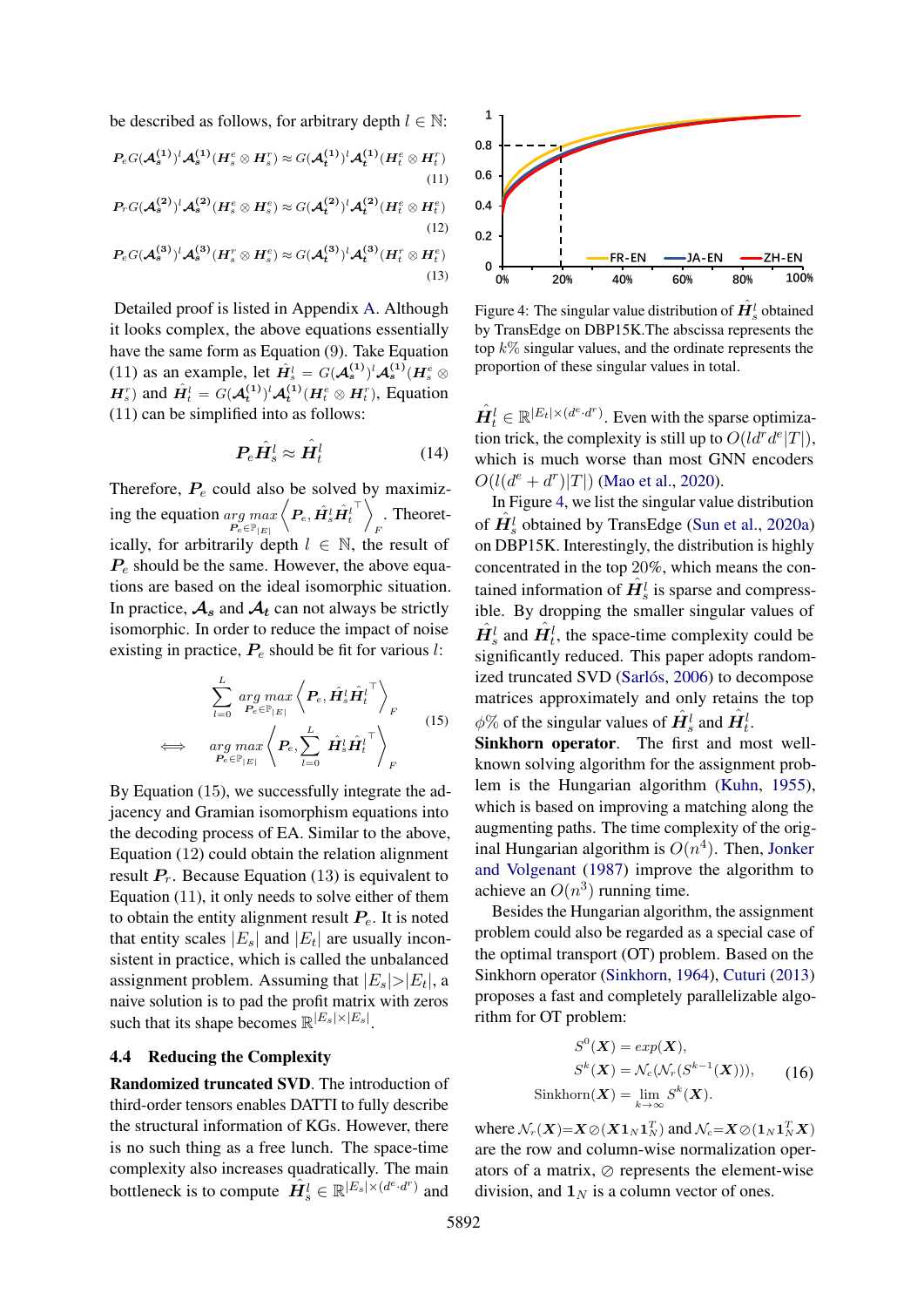be described as follows, for arbitrary depth $l \in \mathbb{N}$:

$$\boldsymbol{P}_e G(\boldsymbol{\mathcal{A}}_s^{(1)})^l \boldsymbol{\mathcal{A}}_s^{(1)}(\boldsymbol{H}_s^e \otimes \boldsymbol{H}_s^r) \approx G(\boldsymbol{\mathcal{A}}_t^{(1)})^l \boldsymbol{\mathcal{A}}_t^{(1)}(\boldsymbol{H}_t^e \otimes \boldsymbol{H}_t^r) \tag{11}$$

$$\boldsymbol{P}_r G(\boldsymbol{\mathcal{A}}_s^{(2)})^l \boldsymbol{\mathcal{A}}_s^{(2)}(\boldsymbol{H}_s^e \otimes \boldsymbol{H}_s^e) \approx G(\boldsymbol{\mathcal{A}}_t^{(2)})^l \boldsymbol{\mathcal{A}}_t^{(2)}(\boldsymbol{H}_t^e \otimes \boldsymbol{H}_t^e) \tag{12}$$

$$\boldsymbol{P}_e G(\boldsymbol{\mathcal{A}}_s^{(3)})^l \boldsymbol{\mathcal{A}}_s^{(3)}(\boldsymbol{H}_s^r \otimes \boldsymbol{H}_s^e) \approx G(\boldsymbol{\mathcal{A}}_t^{(3)})^l \boldsymbol{\mathcal{A}}_t^{(3)}(\boldsymbol{H}_t^r \otimes \boldsymbol{H}_t^e) \tag{13}$$

Detailed proof is listed in Appendix A. Although it looks complex, the above equations essentially have the same form as Equation (9). Take Equation (11) as an example, let $\hat{\boldsymbol{H}}_s^l = G(\boldsymbol{\mathcal{A}}_s^{(1)})^l \boldsymbol{\mathcal{A}}_s^{(1)}(\boldsymbol{H}_s^e \otimes \boldsymbol{H}_s^r)$ and $\hat{\boldsymbol{H}}_t^l = G(\boldsymbol{\mathcal{A}}_t^{(1)})^l \boldsymbol{\mathcal{A}}_t^{(1)}(\boldsymbol{H}_t^e \otimes \boldsymbol{H}_t^r)$, Equation (11) can be simplified into as follows:

$$\boldsymbol{P}_e \hat{\boldsymbol{H}}_s^l \approx \hat{\boldsymbol{H}}_t^l \tag{14}$$

Therefore, $\boldsymbol{P}_e$ could also be solved by maximizing the equation $\underset{\boldsymbol{P}_e \in \mathbb{P}_{|E|}}{arg\ max} \left\langle \boldsymbol{P}_e, \hat{\boldsymbol{H}}_s^l \hat{\boldsymbol{H}}_t^{l\top} \right\rangle_F$. Theoretically, for arbitrarily depth $l \in \mathbb{N}$, the result of $\boldsymbol{P}_e$ should be the same. However, the above equations are based on the ideal isomorphic situation. In practice, $\boldsymbol{\mathcal{A}_s}$ and $\boldsymbol{\mathcal{A}_t}$ can not always be strictly isomorphic. In order to reduce the impact of noise existing in practice, $\boldsymbol{P}_e$ should be fit for various $l$:

$$\begin{aligned} &\sum_{l=0}^{L} \underset{\boldsymbol{P}_e \in \mathbb{P}_{|E|}}{arg\ max} \left\langle \boldsymbol{P}_e, \hat{\boldsymbol{H}}_s^l \hat{\boldsymbol{H}}_t^{l\top} \right\rangle_F \\ \iff &\underset{\boldsymbol{P}_e \in \mathbb{P}_{|E|}}{arg\ max} \left\langle \boldsymbol{P}_e, \sum_{l=0}^{L} \hat{\boldsymbol{H}}_s^l \hat{\boldsymbol{H}}_t^{l\top} \right\rangle_F \end{aligned} \tag{15}$$

By Equation (15), we successfully integrate the adjacency and Gramian isomorphism equations into the decoding process of EA. Similar to the above, Equation (12) could obtain the relation alignment result $\boldsymbol{P}_r$. Because Equation (13) is equivalent to Equation (11), it only needs to solve either of them to obtain the entity alignment result $\boldsymbol{P}_e$. It is noted that entity scales $|E_s|$ and $|E_t|$ are usually inconsistent in practice, which is called the unbalanced assignment problem. Assuming that $|E_s|>|E_t|$, a naive solution is to pad the profit matrix with zeros such that its shape becomes $\mathbb{R}^{|E_s|\times|E_s|}$.

### 4.4 Reducing the Complexity

**Randomized truncated SVD**. The introduction of third-order tensors enables DATTI to fully describe the structural information of KGs. However, there is no such thing as a free lunch. The space-time complexity also increases quadratically. The main bottleneck is to compute $\hat{\boldsymbol{H}}_s^l \in \mathbb{R}^{|E_s|\times(d^e\cdot d^r)}$ and $\hat{\boldsymbol{H}}_t^l \in \mathbb{R}^{|E_t|\times(d^e\cdot d^r)}$. Even with the sparse optimization trick, the complexity is still up to $O(ld^r d^e|T|)$, which is much worse than most GNN encoders $O(l(d^e + d^r)|T|)$ (Mao et al., 2020).

Figure 4: The singular value distribution of $\hat{\boldsymbol{H}}_s^l$ obtained by TransEdge on DBP15K.The abscissa represents the top $k\%$ singular values, and the ordinate represents the proportion of these singular values in total.

In Figure 4, we list the singular value distribution of $\hat{\boldsymbol{H}}_s^l$ obtained by TransEdge (Sun et al., 2020a) on DBP15K. Interestingly, the distribution is highly concentrated in the top 20%, which means the contained information of $\hat{\boldsymbol{H}}_s^l$ is sparse and compressible. By dropping the smaller singular values of $\hat{\boldsymbol{H}}_s^l$ and $\hat{\boldsymbol{H}}_t^l$, the space-time complexity could be significantly reduced. This paper adopts randomized truncated SVD (Sarlós, 2006) to decompose matrices approximately and only retains the top $\phi\%$ of the singular values of $\hat{\boldsymbol{H}}_s^l$ and $\hat{\boldsymbol{H}}_t^l$.

**Sinkhorn operator**. The first and most well-known solving algorithm for the assignment problem is the Hungarian algorithm (Kuhn, 1955), which is based on improving a matching along the augmenting paths. The time complexity of the original Hungarian algorithm is $O(n^4)$. Then, Jonker and Volgenant (1987) improve the algorithm to achieve an $O(n^3)$ running time.

Besides the Hungarian algorithm, the assignment problem could also be regarded as a special case of the optimal transport (OT) problem. Based on the Sinkhorn operator (Sinkhorn, 1964), Cuturi (2013) proposes a fast and completely parallelizable algorithm for OT problem:

$$\begin{aligned} S^0(\boldsymbol{X}) &= exp(\boldsymbol{X}), \\ S^k(\boldsymbol{X}) &= \mathcal{N}_c(\mathcal{N}_r(S^{k-1}(\boldsymbol{X}))), \\ \text{Sinkhorn}(\boldsymbol{X}) &= \lim_{k\to\infty} S^k(\boldsymbol{X}). \end{aligned} \tag{16}$$

where $\mathcal{N}_r(\boldsymbol{X}){=}\boldsymbol{X}\oslash(\boldsymbol{X}\boldsymbol{1}_N\boldsymbol{1}_N^T)$ and $\mathcal{N}_c{=}\boldsymbol{X}\oslash(\boldsymbol{1}_N\boldsymbol{1}_N^T\boldsymbol{X})$ are the row and column-wise normalization operators of a matrix, $\oslash$ represents the element-wise division, and $\boldsymbol{1}_N$ is a column vector of ones.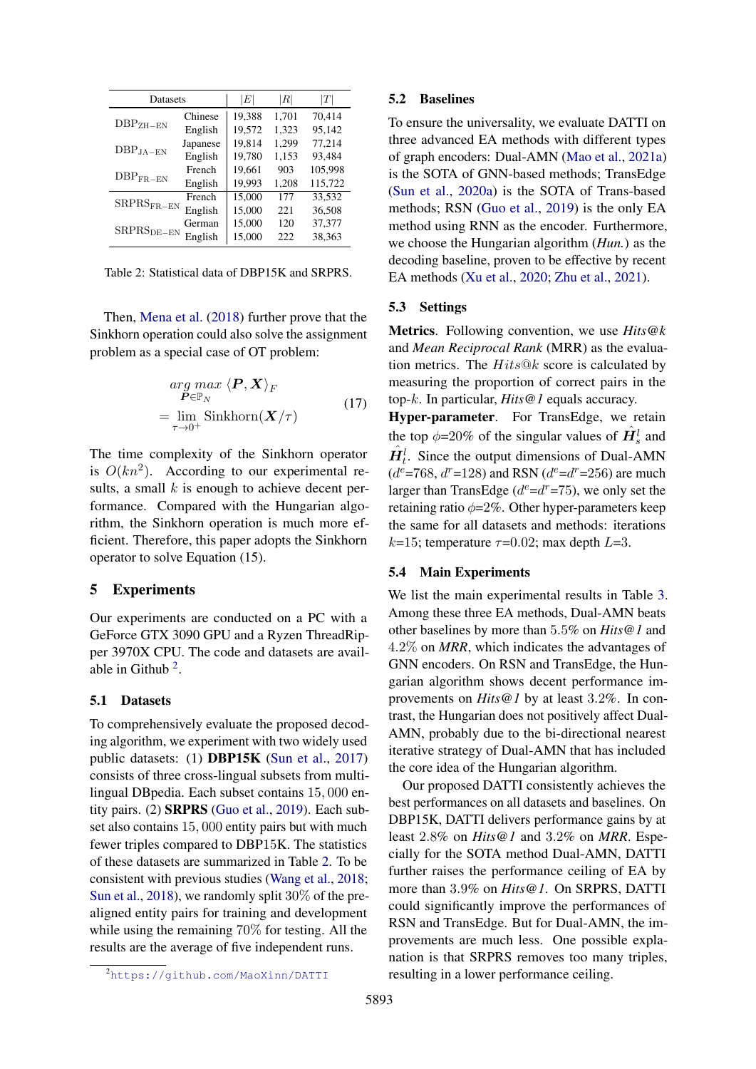| Datasets | | $\|E\|$ | $\|R\|$ | $\|T\|$ |
|---|---|---|---|---|
| $\text{DBP}_{\text{ZH-EN}}$ | Chinese | 19,388 | 1,701 | 70,414 |
| | English | 19,572 | 1,323 | 95,142 |
| $\text{DBP}_{\text{JA-EN}}$ | Japanese | 19,814 | 1,299 | 77,214 |
| | English | 19,780 | 1,153 | 93,484 |
| $\text{DBP}_{\text{FR-EN}}$ | French | 19,661 | 903 | 105,998 |
| | English | 19,993 | 1,208 | 115,722 |
| $\text{SRPRS}_{\text{FR-EN}}$ | French | 15,000 | 177 | 33,532 |
| | English | 15,000 | 221 | 36,508 |
| $\text{SRPRS}_{\text{DE-EN}}$ | German | 15,000 | 120 | 37,377 |
| | English | 15,000 | 222 | 38,363 |

Table 2: Statistical data of DBP15K and SRPRS.

Then, Mena et al. (2018) further prove that the Sinkhorn operation could also solve the assignment problem as a special case of OT problem:

$$\begin{aligned} & \underset{\boldsymbol{P} \in \mathbb{P}_N}{arg\ max} \ \langle \boldsymbol{P}, \boldsymbol{X} \rangle_F \\ = & \lim_{\tau \to 0^+} \text{Sinkhorn}(\boldsymbol{X}/\tau) \end{aligned} \tag{17}$$

The time complexity of the Sinkhorn operator is $O(kn^2)$. According to our experimental results, a small $k$ is enough to achieve decent performance. Compared with the Hungarian algorithm, the Sinkhorn operation is much more efficient. Therefore, this paper adopts the Sinkhorn operator to solve Equation (15).

# 5 Experiments

Our experiments are conducted on a PC with a GeForce GTX 3090 GPU and a Ryzen ThreadRipper 3970X CPU. The code and datasets are available in Github [2].

## 5.1 Datasets

To comprehensively evaluate the proposed decoding algorithm, we experiment with two widely used public datasets: (1) **DBP15K** (Sun et al., 2017) consists of three cross-lingual subsets from multilingual DBpedia. Each subset contains $15,000$ entity pairs. (2) **SRPRS** (Guo et al., 2019). Each subset also contains $15,000$ entity pairs but with much fewer triples compared to DBP15K. The statistics of these datasets are summarized in Table 2. To be consistent with previous studies (Wang et al., 2018; Sun et al., 2018), we randomly split $30\%$ of the pre-aligned entity pairs for training and development while using the remaining $70\%$ for testing. All the results are the average of five independent runs.

[2] https://github.com/MaoXinn/DATTI

## 5.2 Baselines

To ensure the universality, we evaluate DATTI on three advanced EA methods with different types of graph encoders: Dual-AMN (Mao et al., 2021a) is the SOTA of GNN-based methods; TransEdge (Sun et al., 2020a) is the SOTA of Trans-based methods; RSN (Guo et al., 2019) is the only EA method using RNN as the encoder. Furthermore, we choose the Hungarian algorithm (*Hun.*) as the decoding baseline, proven to be effective by recent EA methods (Xu et al., 2020; Zhu et al., 2021).

## 5.3 Settings

**Metrics**. Following convention, we use *Hits@k* and *Mean Reciprocal Rank* (MRR) as the evaluation metrics. The $Hits@k$ score is calculated by measuring the proportion of correct pairs in the top-$k$. In particular, *Hits@1* equals accuracy.

**Hyper-parameter**. For TransEdge, we retain the top $\phi$=20% of the singular values of $\hat{\boldsymbol{H}}_s^l$ and $\hat{\boldsymbol{H}}_t^l$. Since the output dimensions of Dual-AMN ($d^e$=768, $d^r$=128) and RSN ($d^e$=$d^r$=256) are much larger than TransEdge ($d^e$=$d^r$=75), we only set the retaining ratio $\phi$=2%. Other hyper-parameters keep the same for all datasets and methods: iterations $k$=15; temperature $\tau$=0.02; max depth $L$=3.

## 5.4 Main Experiments

We list the main experimental results in Table 3. Among these three EA methods, Dual-AMN beats other baselines by more than $5.5\%$ on *Hits@1* and $4.2\%$ on *MRR*, which indicates the advantages of GNN encoders. On RSN and TransEdge, the Hungarian algorithm shows decent performance improvements on *Hits@1* by at least $3.2\%$. In contrast, the Hungarian does not positively affect Dual-AMN, probably due to the bi-directional nearest iterative strategy of Dual-AMN that has included the core idea of the Hungarian algorithm.

Our proposed DATTI consistently achieves the best performances on all datasets and baselines. On DBP15K, DATTI delivers performance gains by at least $2.8\%$ on *Hits@1* and $3.2\%$ on *MRR*. Especially for the SOTA method Dual-AMN, DATTI further raises the performance ceiling of EA by more than $3.9\%$ on *Hits@1*. On SRPRS, DATTI could significantly improve the performances of RSN and TransEdge. But for Dual-AMN, the improvements are much less. One possible explanation is that SRPRS removes too many triples, resulting in a lower performance ceiling.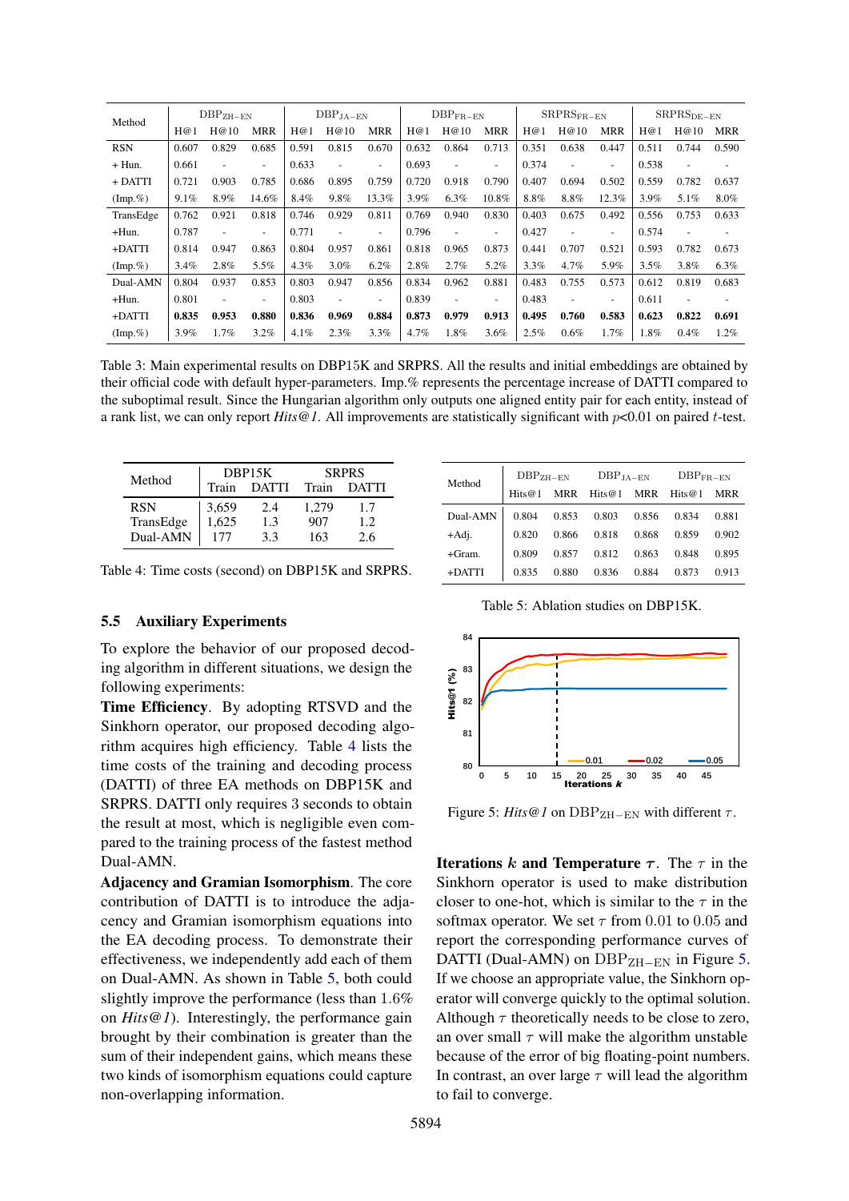| Method | $\text{DBP}_{\text{ZH-EN}}$ | | | $\text{DBP}_{\text{JA-EN}}$ | | | $\text{DBP}_{\text{FR-EN}}$ | | | $\text{SRPRS}_{\text{FR-EN}}$ | | | $\text{SRPRS}_{\text{DE-EN}}$ | | |
|---|---|---|---|---|---|---|---|---|---|---|---|---|---|---|---|
| | H@1 | H@10 | MRR | H@1 | H@10 | MRR | H@1 | H@10 | MRR | H@1 | H@10 | MRR | H@1 | H@10 | MRR |
| RSN | 0.607 | 0.829 | 0.685 | 0.591 | 0.815 | 0.670 | 0.632 | 0.864 | 0.713 | 0.351 | 0.638 | 0.447 | 0.511 | 0.744 | 0.590 |
| + Hun. | 0.661 | - | - | 0.633 | - | - | 0.693 | - | - | 0.374 | - | - | 0.538 | - | - |
| + DATTI | 0.721 | 0.903 | 0.785 | 0.686 | 0.895 | 0.759 | 0.720 | 0.918 | 0.790 | 0.407 | 0.694 | 0.502 | 0.559 | 0.782 | 0.637 |
| (Imp.%) | 9.1% | 8.9% | 14.6% | 8.4% | 9.8% | 13.3% | 3.9% | 6.3% | 10.8% | 8.8% | 8.8% | 12.3% | 3.9% | 5.1% | 8.0% |
| TransEdge | 0.762 | 0.921 | 0.818 | 0.746 | 0.929 | 0.811 | 0.769 | 0.940 | 0.830 | 0.403 | 0.675 | 0.492 | 0.556 | 0.753 | 0.633 |
| +Hun. | 0.787 | - | - | 0.771 | - | - | 0.796 | - | - | 0.427 | - | - | 0.574 | - | - |
| +DATTI | 0.814 | 0.947 | 0.863 | 0.804 | 0.957 | 0.861 | 0.818 | 0.965 | 0.873 | 0.441 | 0.707 | 0.521 | 0.593 | 0.782 | 0.673 |
| (Imp.%) | 3.4% | 2.8% | 5.5% | 4.3% | 3.0% | 6.2% | 2.8% | 2.7% | 5.2% | 3.3% | 4.7% | 5.9% | 3.5% | 3.8% | 6.3% |
| Dual-AMN | 0.804 | 0.937 | 0.853 | 0.803 | 0.947 | 0.856 | 0.834 | 0.962 | 0.881 | 0.483 | 0.755 | 0.573 | 0.612 | 0.819 | 0.683 |
| +Hun. | 0.801 | - | - | 0.803 | - | - | 0.839 | - | - | 0.483 | - | - | 0.611 | - | - |
| +DATTI | **0.835** | **0.953** | **0.880** | **0.836** | **0.969** | **0.884** | **0.873** | **0.979** | **0.913** | **0.495** | **0.760** | **0.583** | **0.623** | **0.822** | **0.691** |
| (Imp.%) | 3.9% | 1.7% | 3.2% | 4.1% | 2.3% | 3.3% | 4.7% | 1.8% | 3.6% | 2.5% | 0.6% | 1.7% | 1.8% | 0.4% | 1.2% |

Table 3: Main experimental results on DBP15K and SRPRS. All the results and initial embeddings are obtained by their official code with default hyper-parameters. Imp.% represents the percentage increase of DATTI compared to the suboptimal result. Since the Hungarian algorithm only outputs one aligned entity pair for each entity, instead of a rank list, we can only report *Hits@1*. All improvements are statistically significant with $p$<0.01 on paired $t$-test.

| Method | DBP15K | | SRPRS | |
|---|---|---|---|---|
| | Train | DATTI | Train | DATTI |
| RSN | 3,659 | 2.4 | 1,279 | 1.7 |
| TransEdge | 1,625 | 1.3 | 907 | 1.2 |
| Dual-AMN | 177 | 3.3 | 163 | 2.6 |

Table 4: Time costs (second) on DBP15K and SRPRS.

### 5.5 Auxiliary Experiments

To explore the behavior of our proposed decoding algorithm in different situations, we design the following experiments:

**Time Efficiency**. By adopting RTSVD and the Sinkhorn operator, our proposed decoding algorithm acquires high efficiency. Table 4 lists the time costs of the training and decoding process (DATTI) of three EA methods on DBP15K and SRPRS. DATTI only requires 3 seconds to obtain the result at most, which is negligible even compared to the training process of the fastest method Dual-AMN.

**Adjacency and Gramian Isomorphism**. The core contribution of DATTI is to introduce the adjacency and Gramian isomorphism equations into the EA decoding process. To demonstrate their effectiveness, we independently add each of them on Dual-AMN. As shown in Table 5, both could slightly improve the performance (less than 1.6% on *Hits@1*). Interestingly, the performance gain brought by their combination is greater than the sum of their independent gains, which means these two kinds of isomorphism equations could capture non-overlapping information.

| Method | $\text{DBP}_{\text{ZH-EN}}$ | | $\text{DBP}_{\text{JA-EN}}$ | | $\text{DBP}_{\text{FR-EN}}$ | |
|---|---|---|---|---|---|---|
| | Hits@1 | MRR | Hits@1 | MRR | Hits@1 | MRR |
| Dual-AMN | 0.804 | 0.853 | 0.803 | 0.856 | 0.834 | 0.881 |
| +Adj. | 0.820 | 0.866 | 0.818 | 0.868 | 0.859 | 0.902 |
| +Gram. | 0.809 | 0.857 | 0.812 | 0.863 | 0.848 | 0.895 |
| +DATTI | 0.835 | 0.880 | 0.836 | 0.884 | 0.873 | 0.913 |

Table 5: Ablation studies on DBP15K.

Figure 5: *Hits@1* on $\text{DBP}_{\text{ZH-EN}}$ with different $\tau$.

**Iterations $k$ and Temperature $\tau$**. The $\tau$ in the Sinkhorn operator is used to make distribution closer to one-hot, which is similar to the $\tau$ in the softmax operator. We set $\tau$ from 0.01 to 0.05 and report the corresponding performance curves of DATTI (Dual-AMN) on $\text{DBP}_{\text{ZH-EN}}$ in Figure 5. If we choose an appropriate value, the Sinkhorn operator will converge quickly to the optimal solution. Although $\tau$ theoretically needs to be close to zero, an over small $\tau$ will make the algorithm unstable because of the error of big floating-point numbers. In contrast, an over large $\tau$ will lead the algorithm to fail to converge.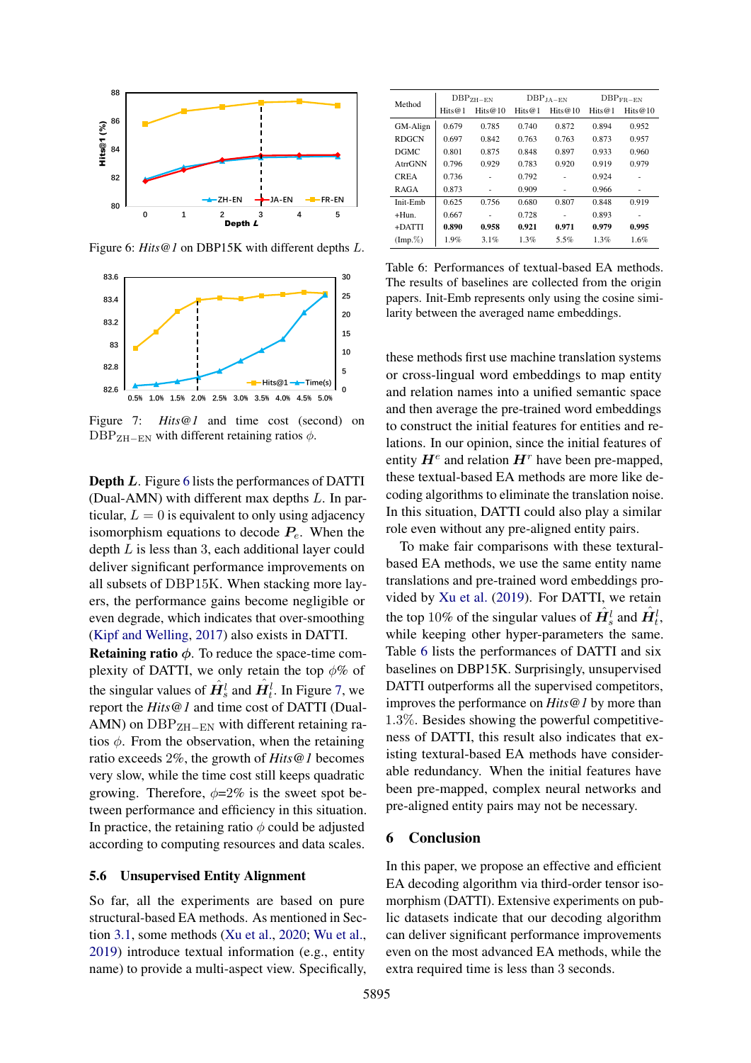Figure 6: *Hits@1* on DBP15K with different depths $L$.

Figure 7: *Hits@1* and time cost (second) on $\text{DBP}_{\text{ZH-EN}}$ with different retaining ratios $\phi$.

**Depth $L$.** Figure 6 lists the performances of DATTI (Dual-AMN) with different max depths $L$. In particular, $L = 0$ is equivalent to only using adjacency isomorphism equations to decode $\boldsymbol{P}_e$. When the depth $L$ is less than 3, each additional layer could deliver significant performance improvements on all subsets of DBP15K. When stacking more layers, the performance gains become negligible or even degrade, which indicates that over-smoothing (Kipf and Welling, 2017) also exists in DATTI.

**Retaining ratio $\phi$.** To reduce the space-time complexity of DATTI, we only retain the top $\phi$% of the singular values of $\hat{\boldsymbol{H}}_s^l$ and $\hat{\boldsymbol{H}}_t^l$. In Figure 7, we report the *Hits@1* and time cost of DATTI (Dual-AMN) on $\text{DBP}_{\text{ZH-EN}}$ with different retaining ratios $\phi$. From the observation, when the retaining ratio exceeds 2%, the growth of *Hits@1* becomes very slow, while the time cost still keeps quadratic growing. Therefore, $\phi$=2% is the sweet spot between performance and efficiency in this situation. In practice, the retaining ratio $\phi$ could be adjusted according to computing resources and data scales.

## 5.6 Unsupervised Entity Alignment

So far, all the experiments are based on pure structural-based EA methods. As mentioned in Section 3.1, some methods (Xu et al., 2020; Wu et al., 2019) introduce textual information (e.g., entity name) to provide a multi-aspect view. Specifically, these methods first use machine translation systems or cross-lingual word embeddings to map entity and relation names into a unified semantic space and then average the pre-trained word embeddings to construct the initial features for entities and relations. In our opinion, since the initial features of entity $\boldsymbol{H}^e$ and relation $\boldsymbol{H}^r$ have been pre-mapped, these textual-based EA methods are more like decoding algorithms to eliminate the translation noise. In this situation, DATTI could also play a similar role even without any pre-aligned entity pairs.

| Method | $\text{DBP}_{\text{ZH-EN}}$ | | $\text{DBP}_{\text{JA-EN}}$ | | $\text{DBP}_{\text{FR-EN}}$ | |
|---|---|---|---|---|---|---|
| | Hits@1 | Hits@10 | Hits@1 | Hits@10 | Hits@1 | Hits@10 |
| GM-Align | 0.679 | 0.785 | 0.740 | 0.872 | 0.894 | 0.952 |
| RDGCN | 0.697 | 0.842 | 0.763 | 0.763 | 0.873 | 0.957 |
| DGMC | 0.801 | 0.875 | 0.848 | 0.897 | 0.933 | 0.960 |
| AttrGNN | 0.796 | 0.929 | 0.783 | 0.920 | 0.919 | 0.979 |
| CREA | 0.736 | - | 0.792 | - | 0.924 | - |
| RAGA | 0.873 | - | 0.909 | - | 0.966 | - |
| Init-Emb | 0.625 | 0.756 | 0.680 | 0.807 | 0.848 | 0.919 |
| +Hun. | 0.667 | - | 0.728 | - | 0.893 | - |
| +DATTI | **0.890** | **0.958** | **0.921** | **0.971** | **0.979** | **0.995** |
| (Imp.%) | 1.9% | 3.1% | 1.3% | 5.5% | 1.3% | 1.6% |

Table 6: Performances of textual-based EA methods. The results of baselines are collected from the origin papers. Init-Emb represents only using the cosine similarity between the averaged name embeddings.

To make fair comparisons with these textual-based EA methods, we use the same entity name translations and pre-trained word embeddings provided by Xu et al. (2019). For DATTI, we retain the top 10% of the singular values of $\hat{\boldsymbol{H}}_s^l$ and $\hat{\boldsymbol{H}}_t^l$, while keeping other hyper-parameters the same. Table 6 lists the performances of DATTI and six baselines on DBP15K. Surprisingly, unsupervised DATTI outperforms all the supervised competitors, improves the performance on *Hits@1* by more than 1.3%. Besides showing the powerful competitiveness of DATTI, this result also indicates that existing textural-based EA methods have considerable redundancy. When the initial features have been pre-mapped, complex neural networks and pre-aligned entity pairs may not be necessary.

# 6 Conclusion

In this paper, we propose an effective and efficient EA decoding algorithm via third-order tensor isomorphism (DATTI). Extensive experiments on public datasets indicate that our decoding algorithm can deliver significant performance improvements even on the most advanced EA methods, while the extra required time is less than 3 seconds.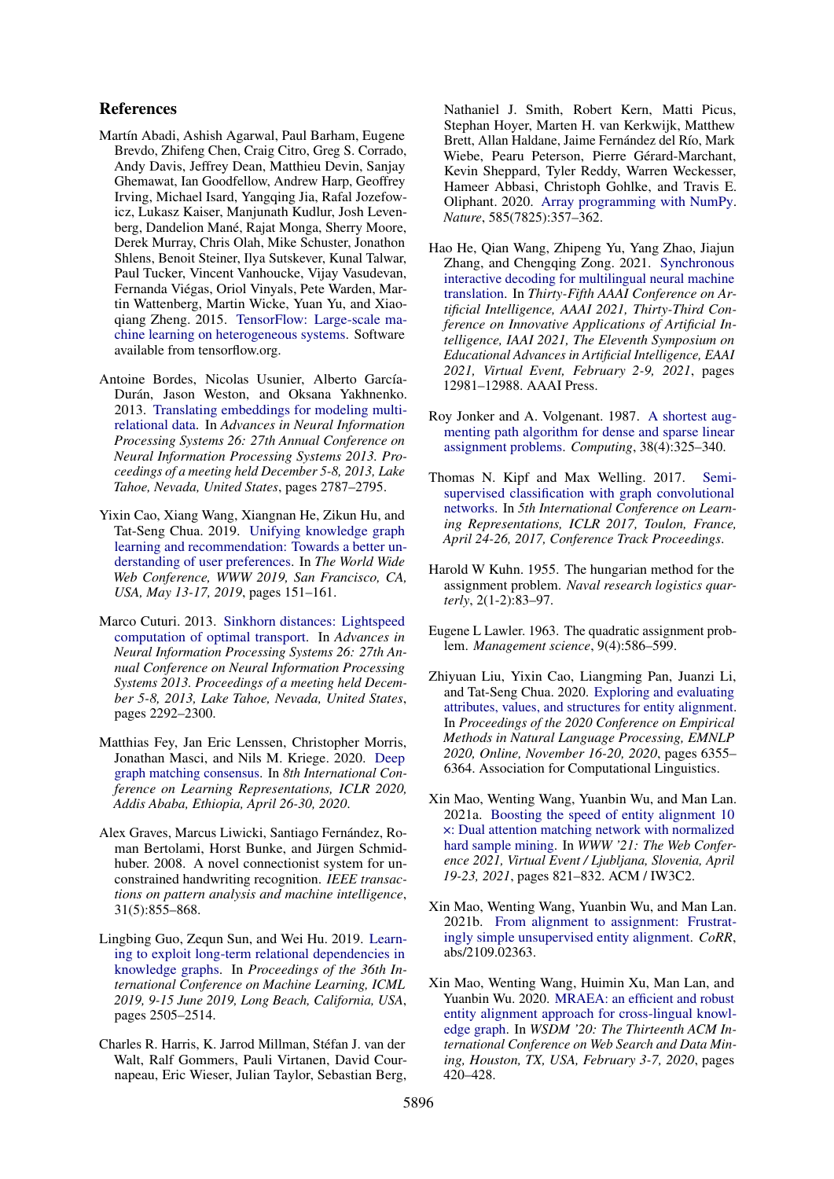## References

Martín Abadi, Ashish Agarwal, Paul Barham, Eugene Brevdo, Zhifeng Chen, Craig Citro, Greg S. Corrado, Andy Davis, Jeffrey Dean, Matthieu Devin, Sanjay Ghemawat, Ian Goodfellow, Andrew Harp, Geoffrey Irving, Michael Isard, Yangqing Jia, Rafal Jozefowicz, Lukasz Kaiser, Manjunath Kudlur, Josh Levenberg, Dandelion Mané, Rajat Monga, Sherry Moore, Derek Murray, Chris Olah, Mike Schuster, Jonathon Shlens, Benoit Steiner, Ilya Sutskever, Kunal Talwar, Paul Tucker, Vincent Vanhoucke, Vijay Vasudevan, Fernanda Viégas, Oriol Vinyals, Pete Warden, Martin Wattenberg, Martin Wicke, Yuan Yu, and Xiaoqiang Zheng. 2015. TensorFlow: Large-scale machine learning on heterogeneous systems. Software available from tensorflow.org.

Antoine Bordes, Nicolas Usunier, Alberto García-Durán, Jason Weston, and Oksana Yakhnenko. 2013. Translating embeddings for modeling multi-relational data. In *Advances in Neural Information Processing Systems 26: 27th Annual Conference on Neural Information Processing Systems 2013. Proceedings of a meeting held December 5-8, 2013, Lake Tahoe, Nevada, United States*, pages 2787–2795.

Yixin Cao, Xiang Wang, Xiangnan He, Zikun Hu, and Tat-Seng Chua. 2019. Unifying knowledge graph learning and recommendation: Towards a better understanding of user preferences. In *The World Wide Web Conference, WWW 2019, San Francisco, CA, USA, May 13-17, 2019*, pages 151–161.

Marco Cuturi. 2013. Sinkhorn distances: Lightspeed computation of optimal transport. In *Advances in Neural Information Processing Systems 26: 27th Annual Conference on Neural Information Processing Systems 2013. Proceedings of a meeting held December 5-8, 2013, Lake Tahoe, Nevada, United States*, pages 2292–2300.

Matthias Fey, Jan Eric Lenssen, Christopher Morris, Jonathan Masci, and Nils M. Kriege. 2020. Deep graph matching consensus. In *8th International Conference on Learning Representations, ICLR 2020, Addis Ababa, Ethiopia, April 26-30, 2020*.

Alex Graves, Marcus Liwicki, Santiago Fernández, Roman Bertolami, Horst Bunke, and Jürgen Schmidhuber. 2008. A novel connectionist system for unconstrained handwriting recognition. *IEEE transactions on pattern analysis and machine intelligence*, 31(5):855–868.

Lingbing Guo, Zequn Sun, and Wei Hu. 2019. Learning to exploit long-term relational dependencies in knowledge graphs. In *Proceedings of the 36th International Conference on Machine Learning, ICML 2019, 9-15 June 2019, Long Beach, California, USA*, pages 2505–2514.

Charles R. Harris, K. Jarrod Millman, Stéfan J. van der Walt, Ralf Gommers, Pauli Virtanen, David Cournapeau, Eric Wieser, Julian Taylor, Sebastian Berg, Nathaniel J. Smith, Robert Kern, Matti Picus, Stephan Hoyer, Marten H. van Kerkwijk, Matthew Brett, Allan Haldane, Jaime Fernández del Río, Mark Wiebe, Pearu Peterson, Pierre Gérard-Marchant, Kevin Sheppard, Tyler Reddy, Warren Weckesser, Hameer Abbasi, Christoph Gohlke, and Travis E. Oliphant. 2020. Array programming with NumPy. *Nature*, 585(7825):357–362.

Hao He, Qian Wang, Zhipeng Yu, Yang Zhao, Jiajun Zhang, and Chengqing Zong. 2021. Synchronous interactive decoding for multilingual neural machine translation. In *Thirty-Fifth AAAI Conference on Artificial Intelligence, AAAI 2021, Thirty-Third Conference on Innovative Applications of Artificial Intelligence, IAAI 2021, The Eleventh Symposium on Educational Advances in Artificial Intelligence, EAAI 2021, Virtual Event, February 2-9, 2021*, pages 12981–12988. AAAI Press.

Roy Jonker and A. Volgenant. 1987. A shortest augmenting path algorithm for dense and sparse linear assignment problems. *Computing*, 38(4):325–340.

Thomas N. Kipf and Max Welling. 2017. Semi-supervised classification with graph convolutional networks. In *5th International Conference on Learning Representations, ICLR 2017, Toulon, France, April 24-26, 2017, Conference Track Proceedings*.

Harold W Kuhn. 1955. The hungarian method for the assignment problem. *Naval research logistics quarterly*, 2(1-2):83–97.

Eugene L Lawler. 1963. The quadratic assignment problem. *Management science*, 9(4):586–599.

Zhiyuan Liu, Yixin Cao, Liangming Pan, Juanzi Li, and Tat-Seng Chua. 2020. Exploring and evaluating attributes, values, and structures for entity alignment. In *Proceedings of the 2020 Conference on Empirical Methods in Natural Language Processing, EMNLP 2020, Online, November 16-20, 2020*, pages 6355–6364. Association for Computational Linguistics.

Xin Mao, Wenting Wang, Yuanbin Wu, and Man Lan. 2021a. Boosting the speed of entity alignment 10 ×: Dual attention matching network with normalized hard sample mining. In *WWW '21: The Web Conference 2021, Virtual Event / Ljubljana, Slovenia, April 19-23, 2021*, pages 821–832. ACM / IW3C2.

Xin Mao, Wenting Wang, Yuanbin Wu, and Man Lan. 2021b. From alignment to assignment: Frustratingly simple unsupervised entity alignment. *CoRR*, abs/2109.02363.

Xin Mao, Wenting Wang, Huimin Xu, Man Lan, and Yuanbin Wu. 2020. MRAEA: an efficient and robust entity alignment approach for cross-lingual knowledge graph. In *WSDM '20: The Thirteenth ACM International Conference on Web Search and Data Mining, Houston, TX, USA, February 3-7, 2020*, pages 420–428.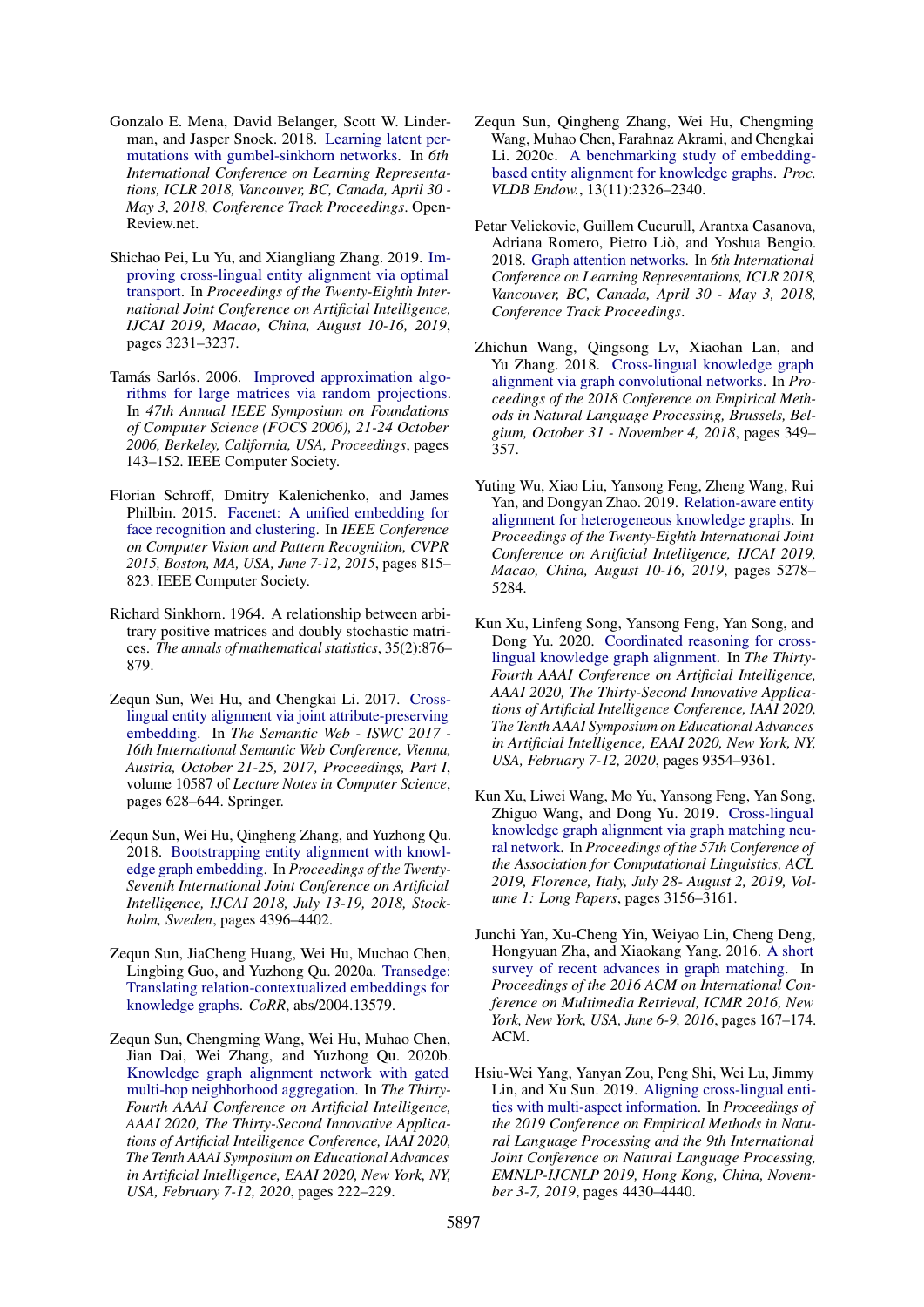Gonzalo E. Mena, David Belanger, Scott W. Linderman, and Jasper Snoek. 2018. Learning latent permutations with gumbel-sinkhorn networks. In *6th International Conference on Learning Representations, ICLR 2018, Vancouver, BC, Canada, April 30 - May 3, 2018, Conference Track Proceedings*. OpenReview.net.

Shichao Pei, Lu Yu, and Xiangliang Zhang. 2019. Improving cross-lingual entity alignment via optimal transport. In *Proceedings of the Twenty-Eighth International Joint Conference on Artificial Intelligence, IJCAI 2019, Macao, China, August 10-16, 2019*, pages 3231–3237.

Tamás Sarlós. 2006. Improved approximation algorithms for large matrices via random projections. In *47th Annual IEEE Symposium on Foundations of Computer Science (FOCS 2006), 21-24 October 2006, Berkeley, California, USA, Proceedings*, pages 143–152. IEEE Computer Society.

Florian Schroff, Dmitry Kalenichenko, and James Philbin. 2015. Facenet: A unified embedding for face recognition and clustering. In *IEEE Conference on Computer Vision and Pattern Recognition, CVPR 2015, Boston, MA, USA, June 7-12, 2015*, pages 815–823. IEEE Computer Society.

Richard Sinkhorn. 1964. A relationship between arbitrary positive matrices and doubly stochastic matrices. *The annals of mathematical statistics*, 35(2):876–879.

Zequn Sun, Wei Hu, and Chengkai Li. 2017. Cross-lingual entity alignment via joint attribute-preserving embedding. In *The Semantic Web - ISWC 2017 - 16th International Semantic Web Conference, Vienna, Austria, October 21-25, 2017, Proceedings, Part I*, volume 10587 of *Lecture Notes in Computer Science*, pages 628–644. Springer.

Zequn Sun, Wei Hu, Qingheng Zhang, and Yuzhong Qu. 2018. Bootstrapping entity alignment with knowledge graph embedding. In *Proceedings of the Twenty-Seventh International Joint Conference on Artificial Intelligence, IJCAI 2018, July 13-19, 2018, Stockholm, Sweden*, pages 4396–4402.

Zequn Sun, JiaCheng Huang, Wei Hu, Muchao Chen, Lingbing Guo, and Yuzhong Qu. 2020a. Transedge: Translating relation-contextualized embeddings for knowledge graphs. *CoRR*, abs/2004.13579.

Zequn Sun, Chengming Wang, Wei Hu, Muhao Chen, Jian Dai, Wei Zhang, and Yuzhong Qu. 2020b. Knowledge graph alignment network with gated multi-hop neighborhood aggregation. In *The Thirty-Fourth AAAI Conference on Artificial Intelligence, AAAI 2020, The Thirty-Second Innovative Applications of Artificial Intelligence Conference, IAAI 2020, The Tenth AAAI Symposium on Educational Advances in Artificial Intelligence, EAAI 2020, New York, NY, USA, February 7-12, 2020*, pages 222–229.

Zequn Sun, Qingheng Zhang, Wei Hu, Chengming Wang, Muhao Chen, Farahnaz Akrami, and Chengkai Li. 2020c. A benchmarking study of embedding-based entity alignment for knowledge graphs. *Proc. VLDB Endow.*, 13(11):2326–2340.

Petar Velickovic, Guillem Cucurull, Arantxa Casanova, Adriana Romero, Pietro Liò, and Yoshua Bengio. 2018. Graph attention networks. In *6th International Conference on Learning Representations, ICLR 2018, Vancouver, BC, Canada, April 30 - May 3, 2018, Conference Track Proceedings*.

Zhichun Wang, Qingsong Lv, Xiaohan Lan, and Yu Zhang. 2018. Cross-lingual knowledge graph alignment via graph convolutional networks. In *Proceedings of the 2018 Conference on Empirical Methods in Natural Language Processing, Brussels, Belgium, October 31 - November 4, 2018*, pages 349–357.

Yuting Wu, Xiao Liu, Yansong Feng, Zheng Wang, Rui Yan, and Dongyan Zhao. 2019. Relation-aware entity alignment for heterogeneous knowledge graphs. In *Proceedings of the Twenty-Eighth International Joint Conference on Artificial Intelligence, IJCAI 2019, Macao, China, August 10-16, 2019*, pages 5278–5284.

Kun Xu, Linfeng Song, Yansong Feng, Yan Song, and Dong Yu. 2020. Coordinated reasoning for cross-lingual knowledge graph alignment. In *The Thirty-Fourth AAAI Conference on Artificial Intelligence, AAAI 2020, The Thirty-Second Innovative Applications of Artificial Intelligence Conference, IAAI 2020, The Tenth AAAI Symposium on Educational Advances in Artificial Intelligence, EAAI 2020, New York, NY, USA, February 7-12, 2020*, pages 9354–9361.

Kun Xu, Liwei Wang, Mo Yu, Yansong Feng, Yan Song, Zhiguo Wang, and Dong Yu. 2019. Cross-lingual knowledge graph alignment via graph matching neural network. In *Proceedings of the 57th Conference of the Association for Computational Linguistics, ACL 2019, Florence, Italy, July 28- August 2, 2019, Volume 1: Long Papers*, pages 3156–3161.

Junchi Yan, Xu-Cheng Yin, Weiyao Lin, Cheng Deng, Hongyuan Zha, and Xiaokang Yang. 2016. A short survey of recent advances in graph matching. In *Proceedings of the 2016 ACM on International Conference on Multimedia Retrieval, ICMR 2016, New York, New York, USA, June 6-9, 2016*, pages 167–174. ACM.

Hsiu-Wei Yang, Yanyan Zou, Peng Shi, Wei Lu, Jimmy Lin, and Xu Sun. 2019. Aligning cross-lingual entities with multi-aspect information. In *Proceedings of the 2019 Conference on Empirical Methods in Natural Language Processing and the 9th International Joint Conference on Natural Language Processing, EMNLP-IJCNLP 2019, Hong Kong, China, November 3-7, 2019*, pages 4430–4440.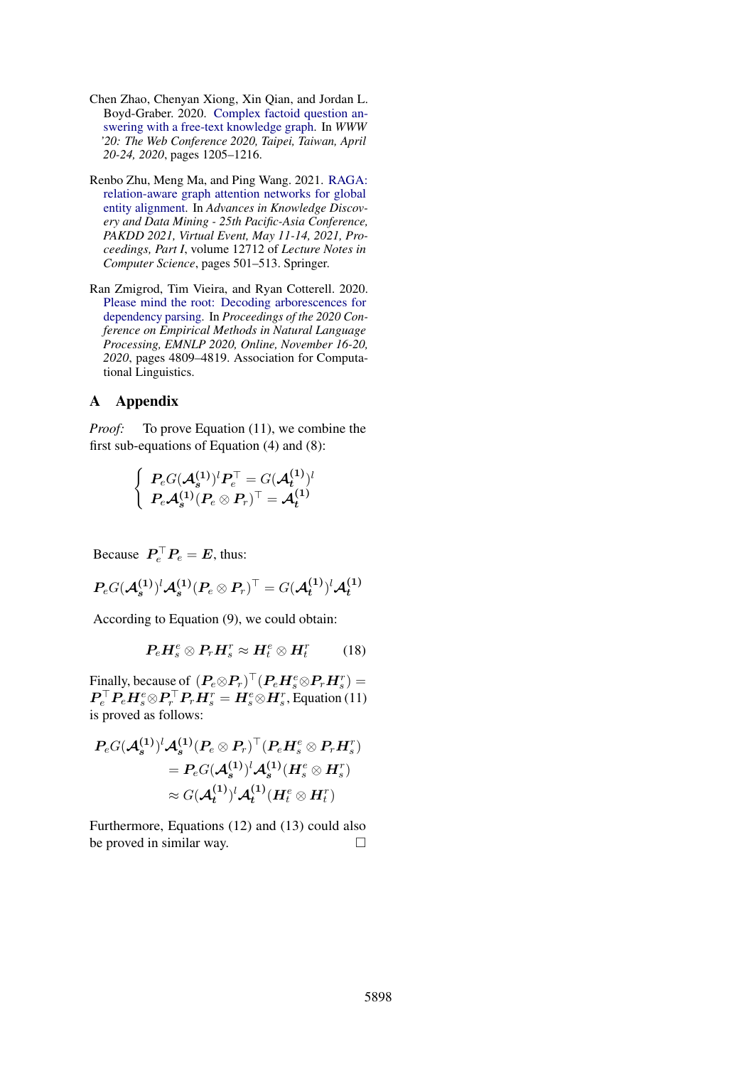Chen Zhao, Chenyan Xiong, Xin Qian, and Jordan L. Boyd-Graber. 2020. Complex factoid question answering with a free-text knowledge graph. In *WWW '20: The Web Conference 2020, Taipei, Taiwan, April 20-24, 2020*, pages 1205–1216.

Renbo Zhu, Meng Ma, and Ping Wang. 2021. RAGA: relation-aware graph attention networks for global entity alignment. In *Advances in Knowledge Discovery and Data Mining - 25th Pacific-Asia Conference, PAKDD 2021, Virtual Event, May 11-14, 2021, Proceedings, Part I*, volume 12712 of *Lecture Notes in Computer Science*, pages 501–513. Springer.

Ran Zmigrod, Tim Vieira, and Ryan Cotterell. 2020. Please mind the root: Decoding arborescences for dependency parsing. In *Proceedings of the 2020 Conference on Empirical Methods in Natural Language Processing, EMNLP 2020, Online, November 16-20, 2020*, pages 4809–4819. Association for Computational Linguistics.

## A Appendix

*Proof:* To prove Equation (11), we combine the first sub-equations of Equation (4) and (8):

$$\begin{cases} \boldsymbol{P}_e G(\boldsymbol{\mathcal{A}}_{\boldsymbol{s}}^{(\mathbf{1})})^l \boldsymbol{P}_e^\top = G(\boldsymbol{\mathcal{A}}_{\boldsymbol{t}}^{(\mathbf{1})})^l \\ \boldsymbol{P}_e \boldsymbol{\mathcal{A}}_{\boldsymbol{s}}^{(\mathbf{1})} (\boldsymbol{P}_e \otimes \boldsymbol{P}_r)^\top = \boldsymbol{\mathcal{A}}_{\boldsymbol{t}}^{(\mathbf{1})} \end{cases}$$

Because $\boldsymbol{P}_e^\top \boldsymbol{P}_e = \boldsymbol{E}$, thus:

$$\boldsymbol{P}_e G(\boldsymbol{\mathcal{A}}_{\boldsymbol{s}}^{(\mathbf{1})})^l \boldsymbol{\mathcal{A}}_{\boldsymbol{s}}^{(\mathbf{1})} (\boldsymbol{P}_e \otimes \boldsymbol{P}_r)^\top = G(\boldsymbol{\mathcal{A}}_{\boldsymbol{t}}^{(\mathbf{1})})^l \boldsymbol{\mathcal{A}}_{\boldsymbol{t}}^{(\mathbf{1})}$$

According to Equation (9), we could obtain:

$$\boldsymbol{P}_e \boldsymbol{H}_s^e \otimes \boldsymbol{P}_r \boldsymbol{H}_s^r \approx \boldsymbol{H}_t^e \otimes \boldsymbol{H}_t^r \qquad (18)$$

Finally, because of $(\boldsymbol{P}_e \otimes \boldsymbol{P}_r)^\top (\boldsymbol{P}_e \boldsymbol{H}_s^e \otimes \boldsymbol{P}_r \boldsymbol{H}_s^r) = \boldsymbol{P}_e^\top \boldsymbol{P}_e \boldsymbol{H}_s^e \otimes \boldsymbol{P}_r^\top \boldsymbol{P}_r \boldsymbol{H}_s^r = \boldsymbol{H}_s^e \otimes \boldsymbol{H}_s^r$, Equation (11) is proved as follows:

$$\begin{aligned} \boldsymbol{P}_e G(\boldsymbol{\mathcal{A}}_{\boldsymbol{s}}^{(\mathbf{1})})^l \boldsymbol{\mathcal{A}}_{\boldsymbol{s}}^{(\mathbf{1})} (\boldsymbol{P}_e \otimes \boldsymbol{P}_r)^\top (\boldsymbol{P}_e \boldsymbol{H}_s^e \otimes \boldsymbol{P}_r \boldsymbol{H}_s^r) \\ = \boldsymbol{P}_e G(\boldsymbol{\mathcal{A}}_{\boldsymbol{s}}^{(\mathbf{1})})^l \boldsymbol{\mathcal{A}}_{\boldsymbol{s}}^{(\mathbf{1})} (\boldsymbol{H}_s^e \otimes \boldsymbol{H}_s^r) \\ \approx G(\boldsymbol{\mathcal{A}}_{\boldsymbol{t}}^{(\mathbf{1})})^l \boldsymbol{\mathcal{A}}_{\boldsymbol{t}}^{(\mathbf{1})} (\boldsymbol{H}_t^e \otimes \boldsymbol{H}_t^r) \end{aligned}$$

Furthermore, Equations (12) and (13) could also be proved in similar way. □